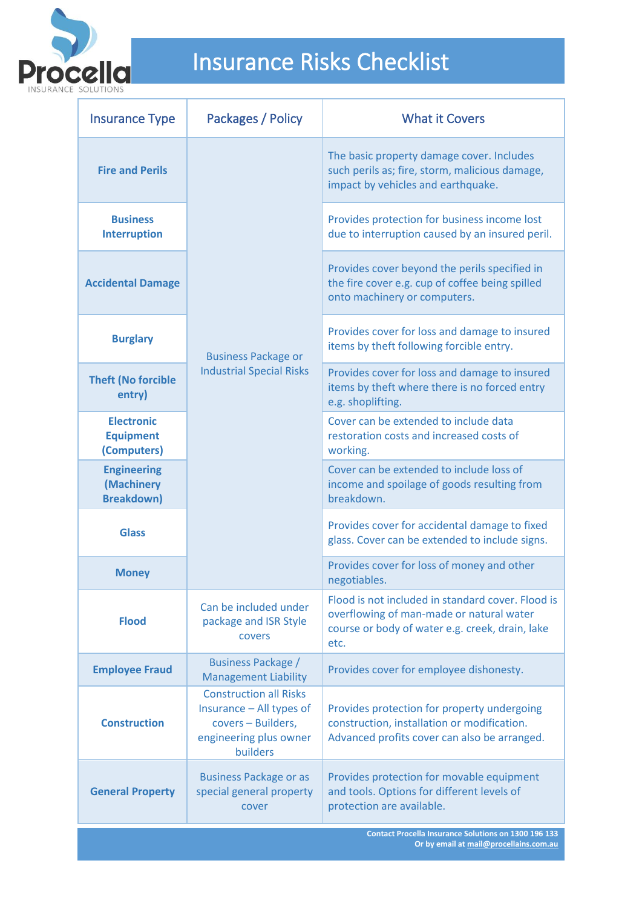Procella INSURANCE SOLUTIONS

# Insurance Risks Checklist

| Insurance Type | Packages / Policy | What it Covers |
| --- | --- | --- |
| **Fire and Perils** | Business Package or Industrial Special Risks | The basic property damage cover. Includes such perils as; fire, storm, malicious damage, impact by vehicles and earthquake. |
| **Business Interruption** | | Provides protection for business income lost due to interruption caused by an insured peril. |
| **Accidental Damage** | | Provides cover beyond the perils specified in the fire cover e.g. cup of coffee being spilled onto machinery or computers. |
| **Burglary** | | Provides cover for loss and damage to insured items by theft following forcible entry. |
| **Theft (No forcible entry)** | | Provides cover for loss and damage to insured items by theft where there is no forced entry e.g. shoplifting. |
| **Electronic Equipment (Computers)** | | Cover can be extended to include data restoration costs and increased costs of working. |
| **Engineering (Machinery Breakdown)** | | Cover can be extended to include loss of income and spoilage of goods resulting from breakdown. |
| **Glass** | | Provides cover for accidental damage to fixed glass. Cover can be extended to include signs. |
| **Money** | | Provides cover for loss of money and other negotiables. |
| **Flood** | Can be included under package and ISR Style covers | Flood is not included in standard cover. Flood is overflowing of man-made or natural water course or body of water e.g. creek, drain, lake etc. |
| **Employee Fraud** | Business Package / Management Liability | Provides cover for employee dishonesty. |
| **Construction** | Construction all Risks Insurance – All types of covers – Builders, engineering plus owner builders | Provides protection for property undergoing construction, installation or modification. Advanced profits cover can also be arranged. |
| **General Property** | Business Package or as special general property cover | Provides protection for movable equipment and tools. Options for different levels of protection are available. |

**Contact Procella Insurance Solutions on 1300 196 133**
**Or by email at mail@procellains.com.au**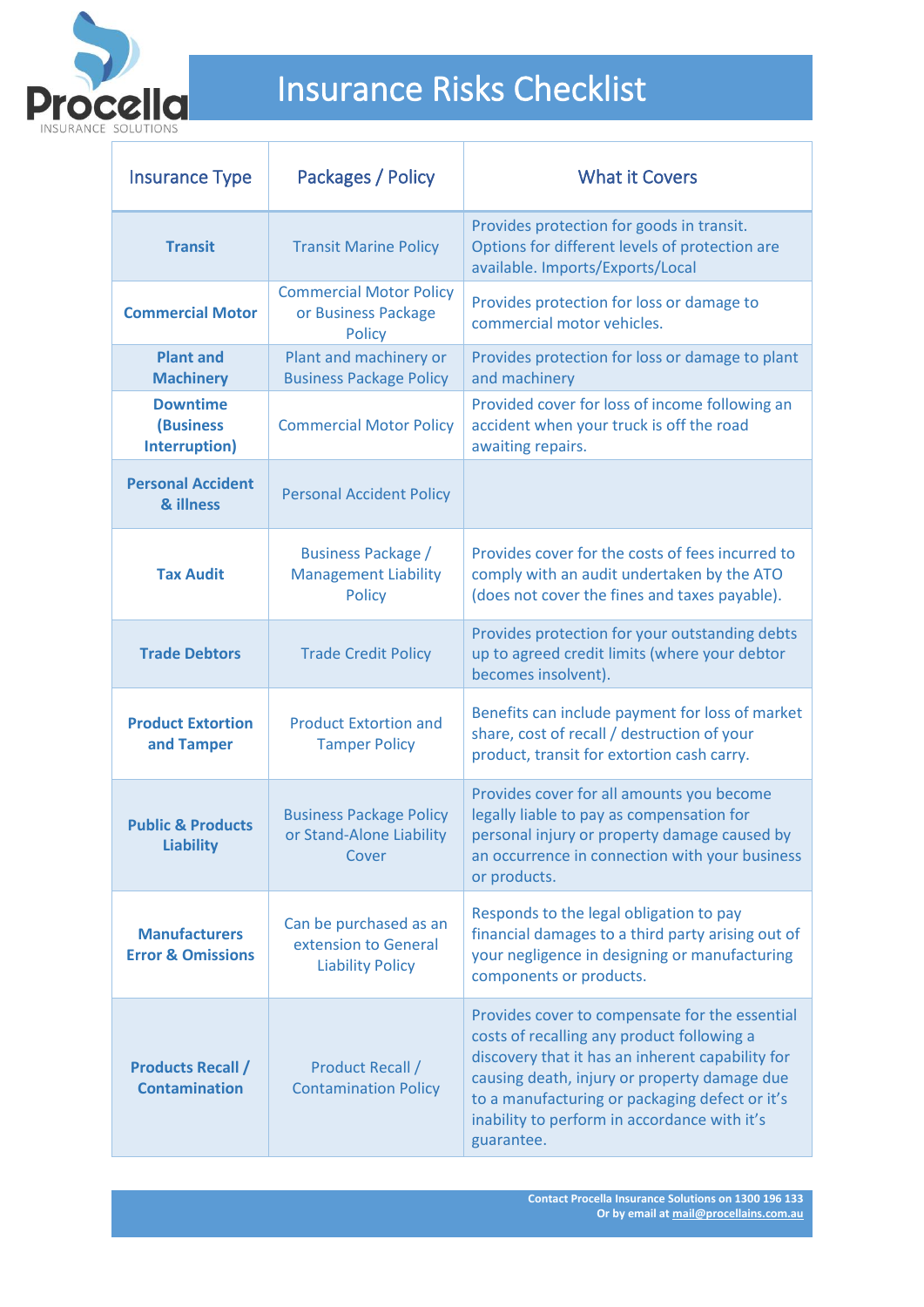# Insurance Risks Checklist

| Insurance Type | Packages / Policy | What it Covers |
|---|---|---|
| **Transit** | Transit Marine Policy | Provides protection for goods in transit. Options for different levels of protection are available. Imports/Exports/Local |
| **Commercial Motor** | Commercial Motor Policy or Business Package Policy | Provides protection for loss or damage to commercial motor vehicles. |
| **Plant and Machinery** | Plant and machinery or Business Package Policy | Provides protection for loss or damage to plant and machinery |
| **Downtime (Business Interruption)** | Commercial Motor Policy | Provided cover for loss of income following an accident when your truck is off the road awaiting repairs. |
| **Personal Accident & illness** | Personal Accident Policy | |
| **Tax Audit** | Business Package / Management Liability Policy | Provides cover for the costs of fees incurred to comply with an audit undertaken by the ATO (does not cover the fines and taxes payable). |
| **Trade Debtors** | Trade Credit Policy | Provides protection for your outstanding debts up to agreed credit limits (where your debtor becomes insolvent). |
| **Product Extortion and Tamper** | Product Extortion and Tamper Policy | Benefits can include payment for loss of market share, cost of recall / destruction of your product, transit for extortion cash carry. |
| **Public & Products Liability** | Business Package Policy or Stand-Alone Liability Cover | Provides cover for all amounts you become legally liable to pay as compensation for personal injury or property damage caused by an occurrence in connection with your business or products. |
| **Manufacturers Error & Omissions** | Can be purchased as an extension to General Liability Policy | Responds to the legal obligation to pay financial damages to a third party arising out of your negligence in designing or manufacturing components or products. |
| **Products Recall / Contamination** | Product Recall / Contamination Policy | Provides cover to compensate for the essential costs of recalling any product following a discovery that it has an inherent capability for causing death, injury or property damage due to a manufacturing or packaging defect or it's inability to perform in accordance with it's guarantee. |

Contact Procella Insurance Solutions on 1300 196 133
Or by email at mail@procellains.com.au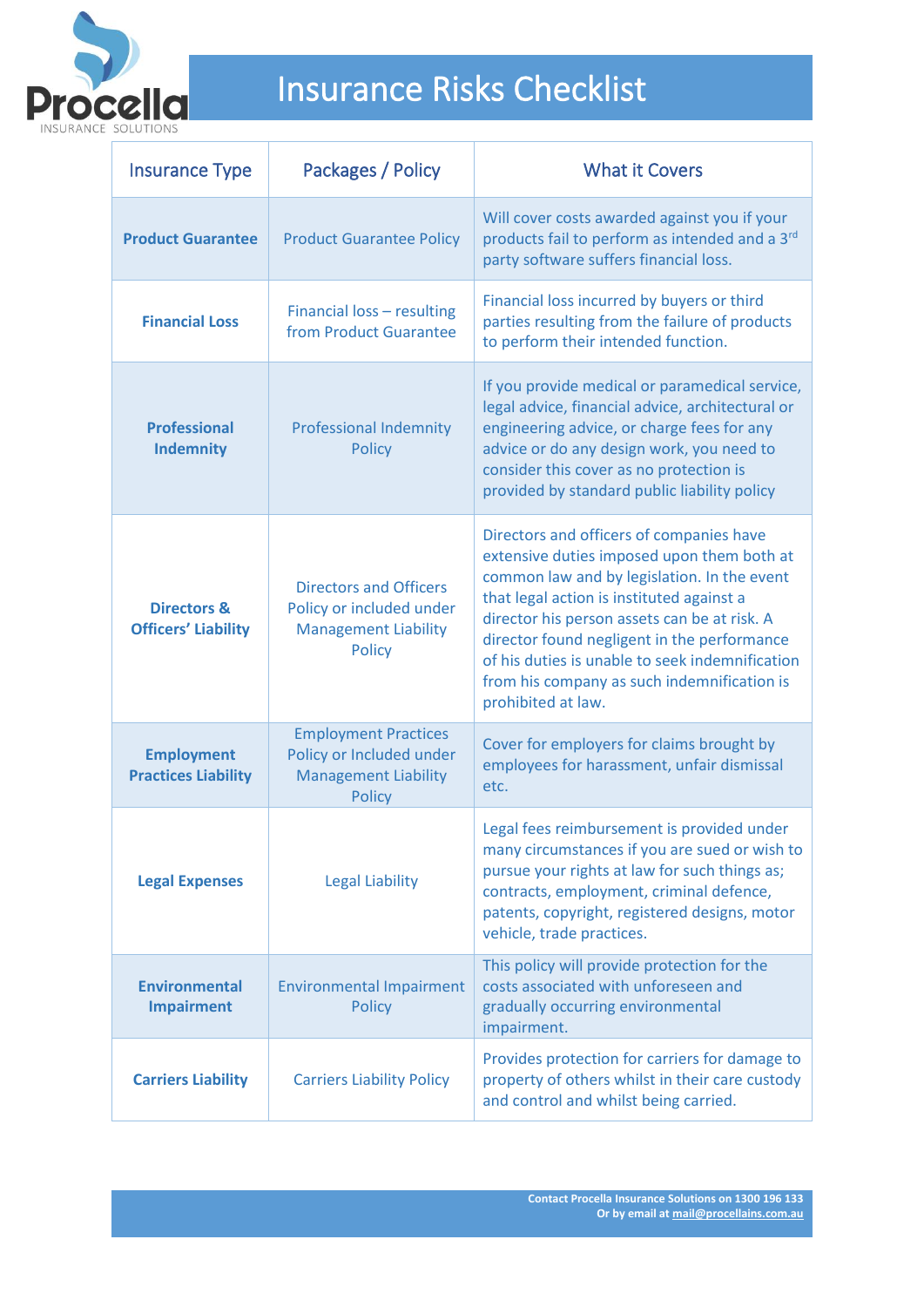# Insurance Risks Checklist

| Insurance Type | Packages / Policy | What it Covers |
|---|---|---|
| **Product Guarantee** | Product Guarantee Policy | Will cover costs awarded against you if your products fail to perform as intended and a 3rd party software suffers financial loss. |
| **Financial Loss** | Financial loss – resulting from Product Guarantee | Financial loss incurred by buyers or third parties resulting from the failure of products to perform their intended function. |
| **Professional Indemnity** | Professional Indemnity Policy | If you provide medical or paramedical service, legal advice, financial advice, architectural or engineering advice, or charge fees for any advice or do any design work, you need to consider this cover as no protection is provided by standard public liability policy |
| **Directors & Officers' Liability** | Directors and Officers Policy or included under Management Liability Policy | Directors and officers of companies have extensive duties imposed upon them both at common law and by legislation. In the event that legal action is instituted against a director his person assets can be at risk. A director found negligent in the performance of his duties is unable to seek indemnification from his company as such indemnification is prohibited at law. |
| **Employment Practices Liability** | Employment Practices Policy or Included under Management Liability Policy | Cover for employers for claims brought by employees for harassment, unfair dismissal etc. |
| **Legal Expenses** | Legal Liability | Legal fees reimbursement is provided under many circumstances if you are sued or wish to pursue your rights at law for such things as; contracts, employment, criminal defence, patents, copyright, registered designs, motor vehicle, trade practices. |
| **Environmental Impairment** | Environmental Impairment Policy | This policy will provide protection for the costs associated with unforeseen and gradually occurring environmental impairment. |
| **Carriers Liability** | Carriers Liability Policy | Provides protection for carriers for damage to property of others whilst in their care custody and control and whilst being carried. |

**Contact Procella Insurance Solutions on 1300 196 133**
**Or by email at mail@procellains.com.au**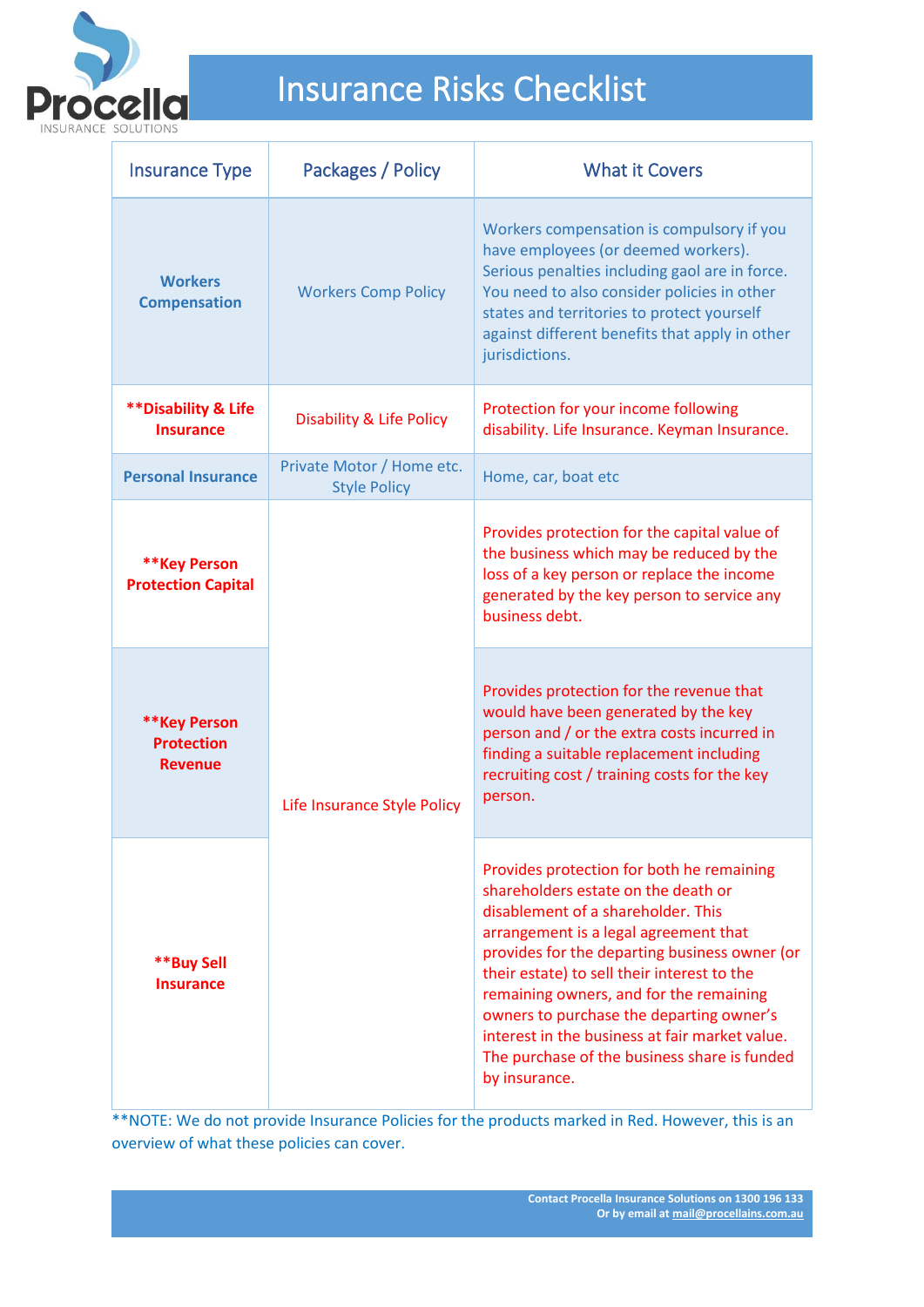# Insurance Risks Checklist

| Insurance Type | Packages / Policy | What it Covers |
|---|---|---|
| **Workers Compensation** | Workers Comp Policy | Workers compensation is compulsory if you have employees (or deemed workers). Serious penalties including gaol are in force. You need to also consider policies in other states and territories to protect yourself against different benefits that apply in other jurisdictions. |
| ****Disability & Life Insurance** | Disability & Life Policy | Protection for your income following disability. Life Insurance. Keyman Insurance. |
| **Personal Insurance** | Private Motor / Home etc. Style Policy | Home, car, boat etc |
| ****Key Person Protection Capital** | Life Insurance Style Policy | Provides protection for the capital value of the business which may be reduced by the loss of a key person or replace the income generated by the key person to service any business debt. |
| ****Key Person Protection Revenue** | Life Insurance Style Policy | Provides protection for the revenue that would have been generated by the key person and / or the extra costs incurred in finding a suitable replacement including recruiting cost / training costs for the key person. |
| ****Buy Sell Insurance** | Life Insurance Style Policy | Provides protection for both he remaining shareholders estate on the death or disablement of a shareholder. This arrangement is a legal agreement that provides for the departing business owner (or their estate) to sell their interest to the remaining owners, and for the remaining owners to purchase the departing owner's interest in the business at fair market value. The purchase of the business share is funded by insurance. |

**NOTE: We do not provide Insurance Policies for the products marked in Red. However, this is an overview of what these policies can cover.

Contact Procella Insurance Solutions on 1300 196 133
Or by email at mail@procellains.com.au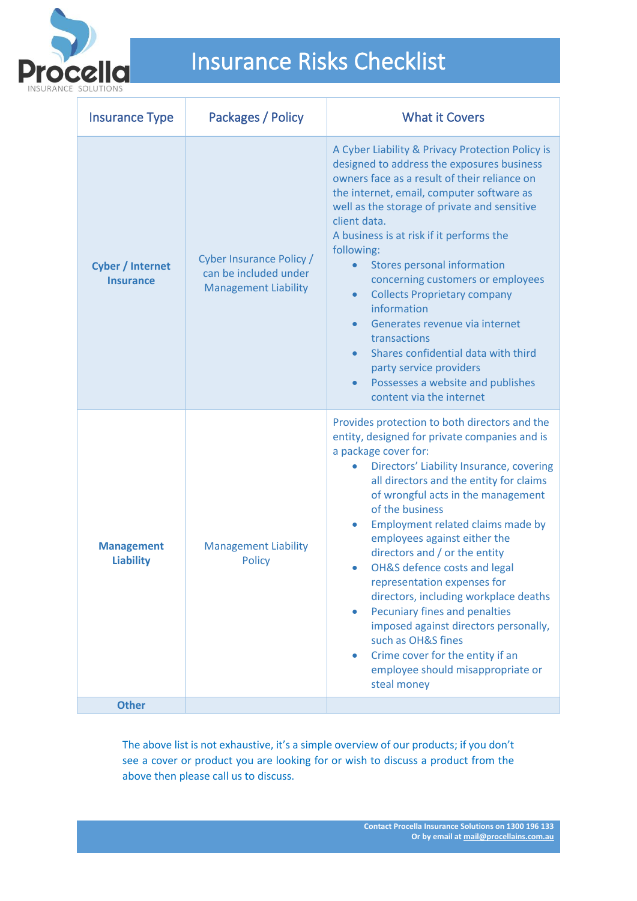# Insurance Risks Checklist

| Insurance Type | Packages / Policy | What it Covers |
|---|---|---|
| **Cyber / Internet Insurance** | Cyber Insurance Policy / can be included under Management Liability | A Cyber Liability & Privacy Protection Policy is designed to address the exposures business owners face as a result of their reliance on the internet, email, computer software as well as the storage of private and sensitive client data.<br>A business is at risk if it performs the following:<br>• Stores personal information concerning customers or employees<br>• Collects Proprietary company information<br>• Generates revenue via internet transactions<br>• Shares confidential data with third party service providers<br>• Possesses a website and publishes content via the internet |
| **Management Liability** | Management Liability Policy | Provides protection to both directors and the entity, designed for private companies and is a package cover for:<br>• Directors' Liability Insurance, covering all directors and the entity for claims of wrongful acts in the management of the business<br>• Employment related claims made by employees against either the directors and / or the entity<br>• OH&S defence costs and legal representation expenses for directors, including workplace deaths<br>• Pecuniary fines and penalties imposed against directors personally, such as OH&S fines<br>• Crime cover for the entity if an employee should misappropriate or steal money |
| **Other** | | |

The above list is not exhaustive, it's a simple overview of our products; if you don't see a cover or product you are looking for or wish to discuss a product from the above then please call us to discuss.

**Contact Procella Insurance Solutions on 1300 196 133**
**Or by email at mail@procellains.com.au**